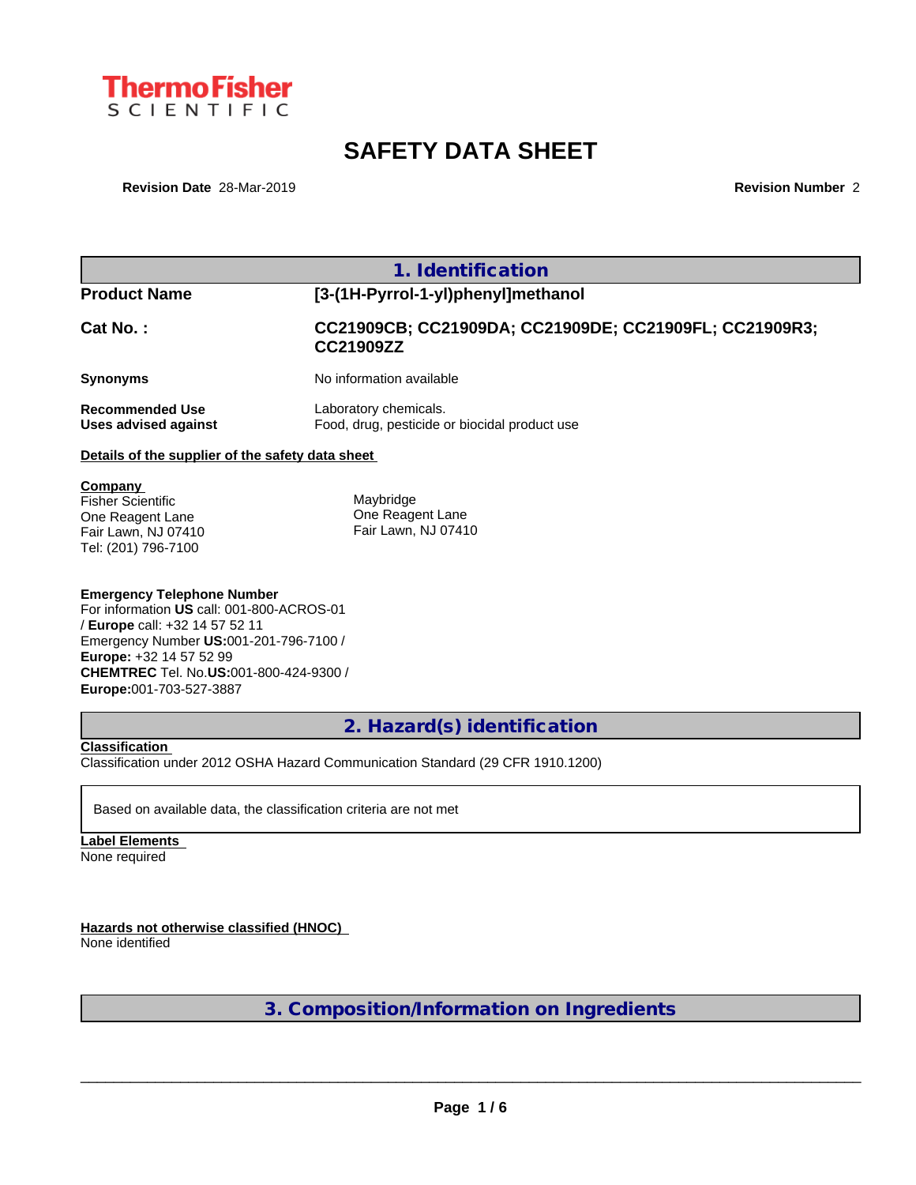ThermoFisher SCIENTIFIC

# SAFETY DATA SHEET

**Revision Date** 28-Mar-2019 **Revision Number** 2

## 1. Identification

**Product Name** [3-(1H-Pyrrol-1-yl)phenyl]methanol

**Cat No. :** CC21909CB; CC21909DA; CC21909DE; CC21909FL; CC21909R3; CC21909ZZ

**Synonyms** No information available

**Recommended Use** Laboratory chemicals.
**Uses advised against** Food, drug, pesticide or biocidal product use

**Details of the supplier of the safety data sheet**

**Company**
Fisher Scientific
One Reagent Lane
Fair Lawn, NJ 07410
Tel: (201) 796-7100

Maybridge
One Reagent Lane
Fair Lawn, NJ 07410

**Emergency Telephone Number**
For information **US** call: 001-800-ACROS-01 / **Europe** call: +32 14 57 52 11
Emergency Number **US:**001-201-796-7100 / **Europe:** +32 14 57 52 99
**CHEMTREC** Tel. No.**US:**001-800-424-9300 / **Europe:**001-703-527-3887

## 2. Hazard(s) identification

**Classification**
Classification under 2012 OSHA Hazard Communication Standard (29 CFR 1910.1200)

Based on available data, the classification criteria are not met

**Label Elements**
None required

**Hazards not otherwise classified (HNOC)**
None identified

## 3. Composition/Information on Ingredients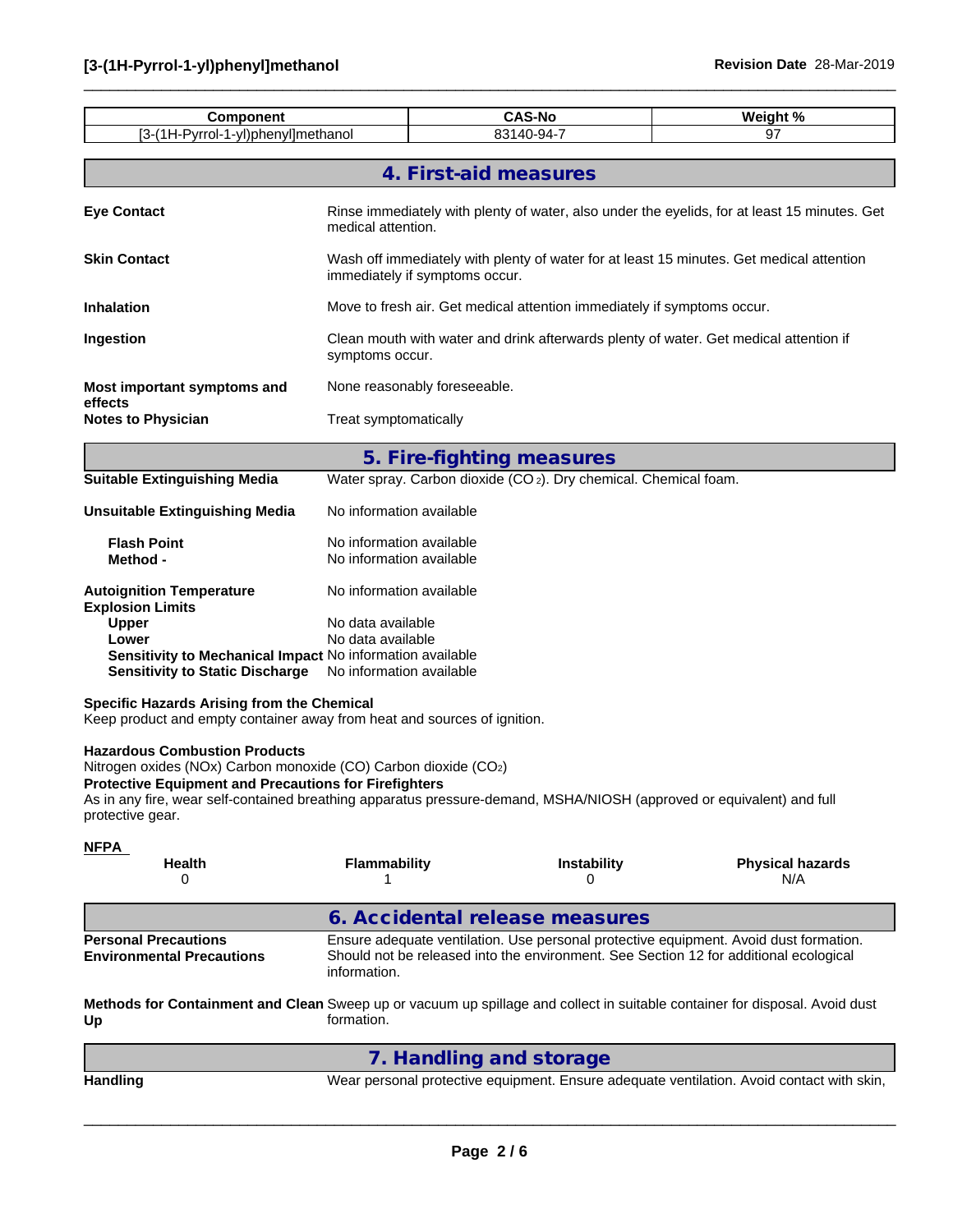| Component | CAS-No | Weight % |
| --- | --- | --- |
| [3-(1H-Pyrrol-1-yl)phenyl]methanol | 83140-94-7 | 97 |

## 4. First-aid measures

**Eye Contact** Rinse immediately with plenty of water, also under the eyelids, for at least 15 minutes. Get medical attention.

**Skin Contact** Wash off immediately with plenty of water for at least 15 minutes. Get medical attention immediately if symptoms occur.

**Inhalation** Move to fresh air. Get medical attention immediately if symptoms occur.

**Ingestion** Clean mouth with water and drink afterwards plenty of water. Get medical attention if symptoms occur.

**Most important symptoms and effects** None reasonably foreseeable.

**Notes to Physician** Treat symptomatically

## 5. Fire-fighting measures

**Suitable Extinguishing Media** Water spray. Carbon dioxide ($CO_2$). Dry chemical. Chemical foam.

**Unsuitable Extinguishing Media** No information available

**Flash Point** No information available
**Method -** No information available

**Autoignition Temperature** No information available
**Explosion Limits**
**Upper** No data available
**Lower** No data available
**Sensitivity to Mechanical Impact** No information available
**Sensitivity to Static Discharge** No information available

**Specific Hazards Arising from the Chemical**
Keep product and empty container away from heat and sources of ignition.

**Hazardous Combustion Products**
Nitrogen oxides (NOx) Carbon monoxide (CO) Carbon dioxide ($CO_2$)
**Protective Equipment and Precautions for Firefighters**
As in any fire, wear self-contained breathing apparatus pressure-demand, MSHA/NIOSH (approved or equivalent) and full protective gear.

**NFPA**

| Health | Flammability | Instability | Physical hazards |
| --- | --- | --- | --- |
| 0 | 1 | 0 | N/A |

## 6. Accidental release measures

**Personal Precautions** Ensure adequate ventilation. Use personal protective equipment. Avoid dust formation.
**Environmental Precautions** Should not be released into the environment. See Section 12 for additional ecological information.

**Methods for Containment and Clean Up** Sweep up or vacuum up spillage and collect in suitable container for disposal. Avoid dust formation.

## 7. Handling and storage

**Handling** Wear personal protective equipment. Ensure adequate ventilation. Avoid contact with skin,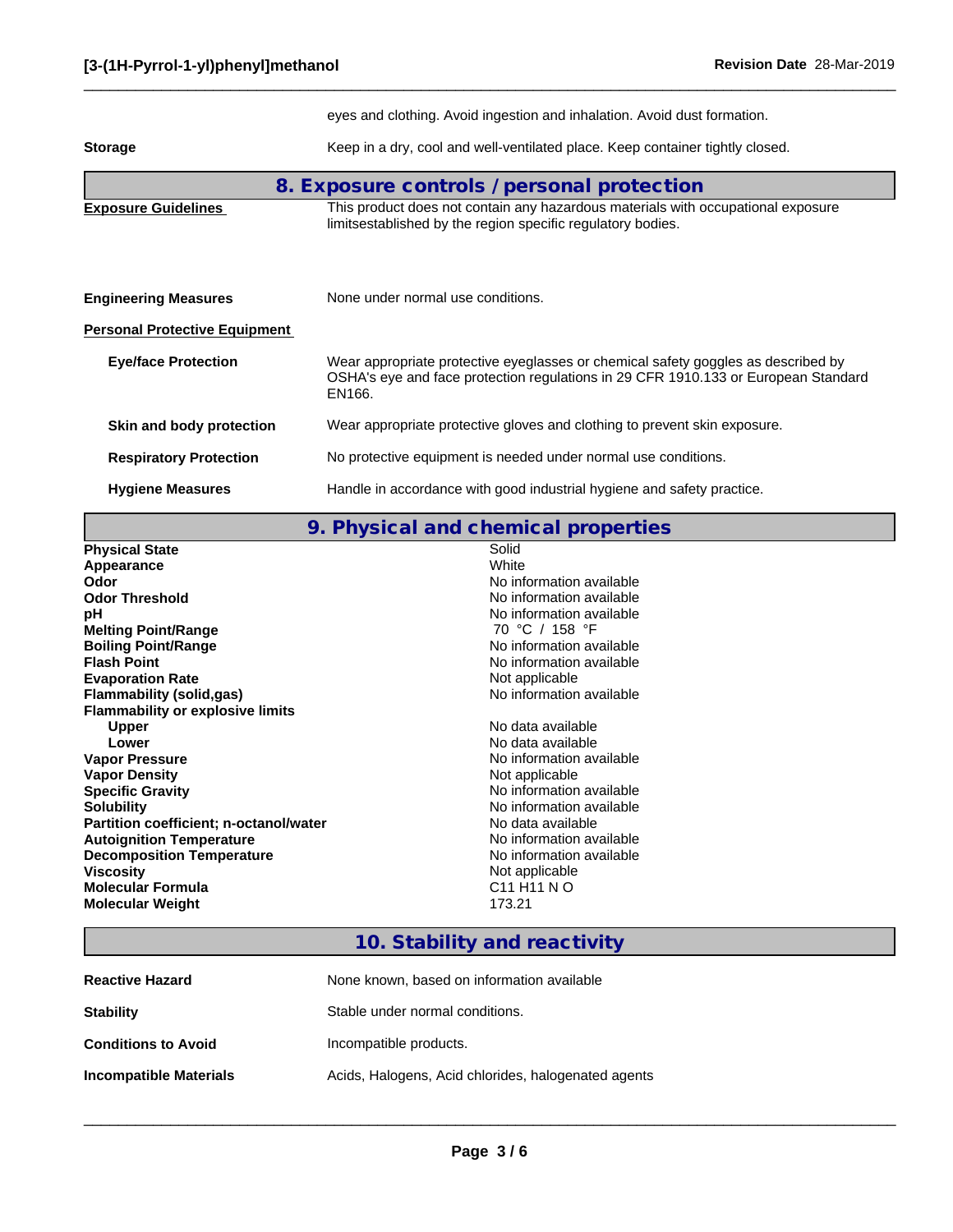eyes and clothing. Avoid ingestion and inhalation. Avoid dust formation.

**Storage** Keep in a dry, cool and well-ventilated place. Keep container tightly closed.

## 8. Exposure controls / personal protection

**Exposure Guidelines** This product does not contain any hazardous materials with occupational exposure limitsestablished by the region specific regulatory bodies.

**Engineering Measures** None under normal use conditions.

**Personal Protective Equipment**

**Eye/face Protection** Wear appropriate protective eyeglasses or chemical safety goggles as described by OSHA's eye and face protection regulations in 29 CFR 1910.133 or European Standard EN166.

**Skin and body protection** Wear appropriate protective gloves and clothing to prevent skin exposure.

**Respiratory Protection** No protective equipment is needed under normal use conditions.

**Hygiene Measures** Handle in accordance with good industrial hygiene and safety practice.

## 9. Physical and chemical properties

| Property | Value |
|---|---|
| **Physical State** | Solid |
| **Appearance** | White |
| **Odor** | No information available |
| **Odor Threshold** | No information available |
| **pH** | No information available |
| **Melting Point/Range** | 70 °C / 158 °F |
| **Boiling Point/Range** | No information available |
| **Flash Point** | No information available |
| **Evaporation Rate** | Not applicable |
| **Flammability (solid,gas)** | No information available |
| **Flammability or explosive limits** | |
| **Upper** | No data available |
| **Lower** | No data available |
| **Vapor Pressure** | No information available |
| **Vapor Density** | Not applicable |
| **Specific Gravity** | No information available |
| **Solubility** | No information available |
| **Partition coefficient; n-octanol/water** | No data available |
| **Autoignition Temperature** | No information available |
| **Decomposition Temperature** | No information available |
| **Viscosity** | Not applicable |
| **Molecular Formula** | C11 H11 N O |
| **Molecular Weight** | 173.21 |

## 10. Stability and reactivity

**Reactive Hazard** None known, based on information available

**Stability** Stable under normal conditions.

**Conditions to Avoid** Incompatible products.

**Incompatible Materials** Acids, Halogens, Acid chlorides, halogenated agents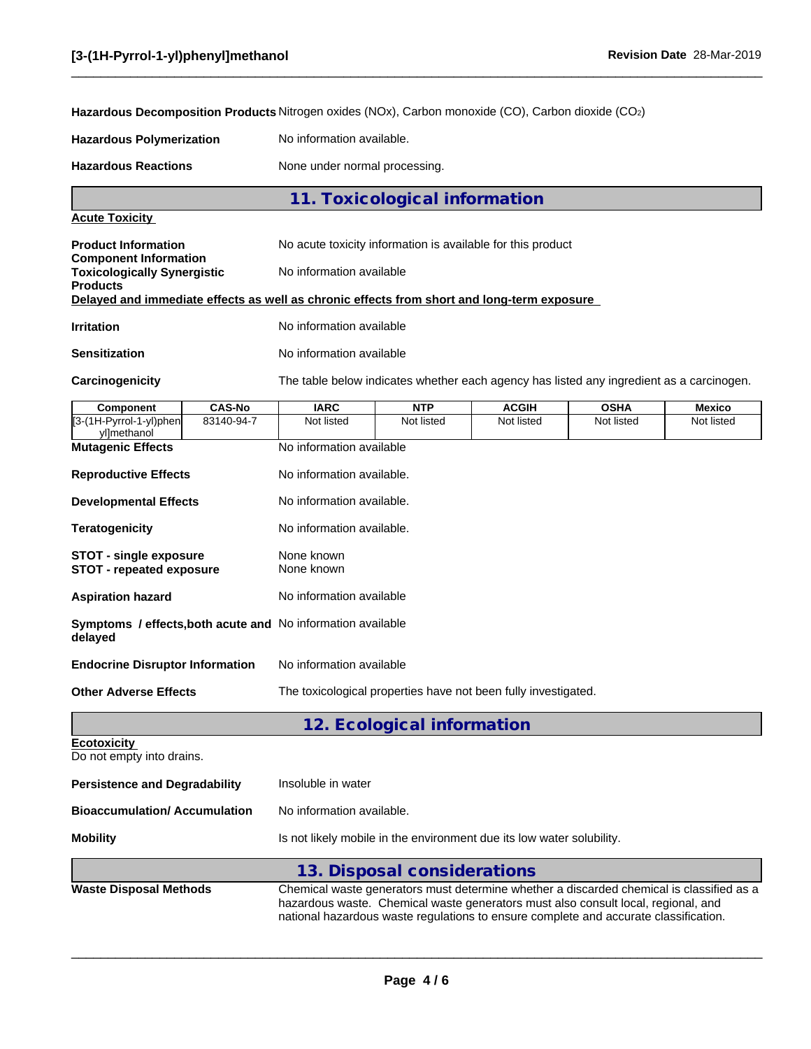**Hazardous Decomposition Products** Nitrogen oxides (NOx), Carbon monoxide (CO), Carbon dioxide ($CO_2$)

**Hazardous Polymerization** No information available.

**Hazardous Reactions** None under normal processing.

## 11. Toxicological information

**Acute Toxicity**

**Product Information** No acute toxicity information is available for this product

**Component Information**

**Toxicologically Synergistic Products** No information available

**Delayed and immediate effects as well as chronic effects from short and long-term exposure**

**Irritation** No information available

**Sensitization** No information available

**Carcinogenicity** The table below indicates whether each agency has listed any ingredient as a carcinogen.

| Component | CAS-No | IARC | NTP | ACGIH | OSHA | Mexico |
|---|---|---|---|---|---|---|
| [3-(1H-Pyrrol-1-yl)phenyl]methanol | 83140-94-7 | Not listed | Not listed | Not listed | Not listed | Not listed |

**Mutagenic Effects** No information available

**Reproductive Effects** No information available.

**Developmental Effects** No information available.

**Teratogenicity** No information available.

**STOT - single exposure** None known

**STOT - repeated exposure** None known

**Aspiration hazard** No information available

**Symptoms / effects,both acute and delayed** No information available

**Endocrine Disruptor Information** No information available

**Other Adverse Effects** The toxicological properties have not been fully investigated.

## 12. Ecological information

**Ecotoxicity**

Do not empty into drains.

**Persistence and Degradability** Insoluble in water

**Bioaccumulation/ Accumulation** No information available.

**Mobility** Is not likely mobile in the environment due its low water solubility.

## 13. Disposal considerations

**Waste Disposal Methods** Chemical waste generators must determine whether a discarded chemical is classified as a hazardous waste. Chemical waste generators must also consult local, regional, and national hazardous waste regulations to ensure complete and accurate classification.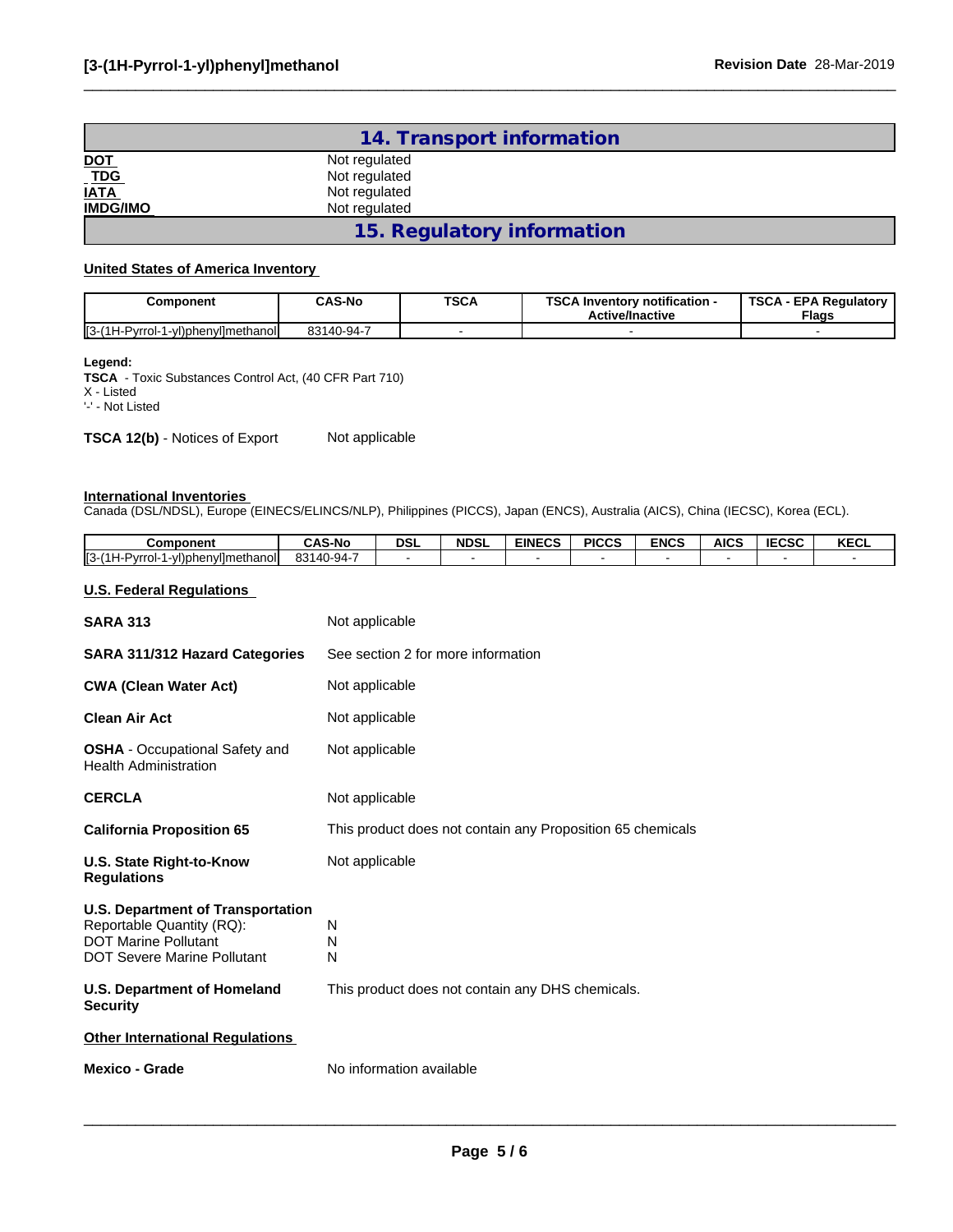## 14. Transport information

| | |
|---|---|
| **DOT** | Not regulated |
| **TDG** | Not regulated |
| **IATA** | Not regulated |
| **IMDG/IMO** | Not regulated |

## 15. Regulatory information

**United States of America Inventory**

| Component | CAS-No | TSCA | TSCA Inventory notification - Active/Inactive | TSCA - EPA Regulatory Flags |
|---|---|---|---|---|
| [3-(1H-Pyrrol-1-yl)phenyl]methanol | 83140-94-7 | - | - | - |

**Legend:**
**TSCA** - Toxic Substances Control Act, (40 CFR Part 710)
X - Listed
'-' - Not Listed

**TSCA 12(b)** - Notices of Export    Not applicable

**International Inventories**
Canada (DSL/NDSL), Europe (EINECS/ELINCS/NLP), Philippines (PICCS), Japan (ENCS), Australia (AICS), China (IECSC), Korea (ECL).

| Component | CAS-No | DSL | NDSL | EINECS | PICCS | ENCS | AICS | IECSC | KECL |
|---|---|---|---|---|---|---|---|---|---|
| [3-(1H-Pyrrol-1-yl)phenyl]methanol | 83140-94-7 | - | - | - | - | - | - | - | - |

**U.S. Federal Regulations**

| | |
|---|---|
| **SARA 313** | Not applicable |
| **SARA 311/312 Hazard Categories** | See section 2 for more information |
| **CWA (Clean Water Act)** | Not applicable |
| **Clean Air Act** | Not applicable |
| **OSHA** - Occupational Safety and Health Administration | Not applicable |
| **CERCLA** | Not applicable |
| **California Proposition 65** | This product does not contain any Proposition 65 chemicals |
| **U.S. State Right-to-Know Regulations** | Not applicable |

**U.S. Department of Transportation**

| | |
|---|---|
| Reportable Quantity (RQ): | N |
| DOT Marine Pollutant | N |
| DOT Severe Marine Pollutant | N |

**U.S. Department of Homeland Security**    This product does not contain any DHS chemicals.

**Other International Regulations**

**Mexico - Grade**    No information available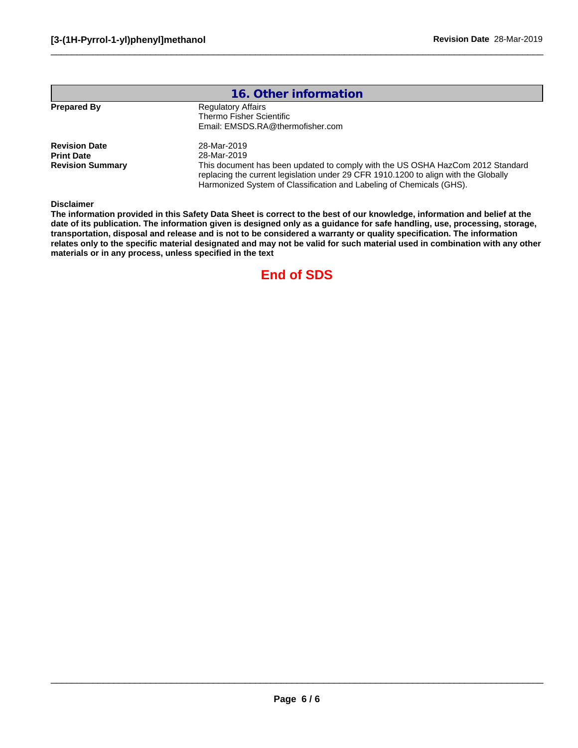## 16. Other information

**Prepared By** Regulatory Affairs
Thermo Fisher Scientific
Email: EMSDS.RA@thermofisher.com

**Revision Date** 28-Mar-2019
**Print Date** 28-Mar-2019
**Revision Summary** This document has been updated to comply with the US OSHA HazCom 2012 Standard replacing the current legislation under 29 CFR 1910.1200 to align with the Globally Harmonized System of Classification and Labeling of Chemicals (GHS).

**Disclaimer**
**The information provided in this Safety Data Sheet is correct to the best of our knowledge, information and belief at the date of its publication. The information given is designed only as a guidance for safe handling, use, processing, storage, transportation, disposal and release and is not to be considered a warranty or quality specification. The information relates only to the specific material designated and may not be valid for such material used in combination with any other materials or in any process, unless specified in the text**

**End of SDS**